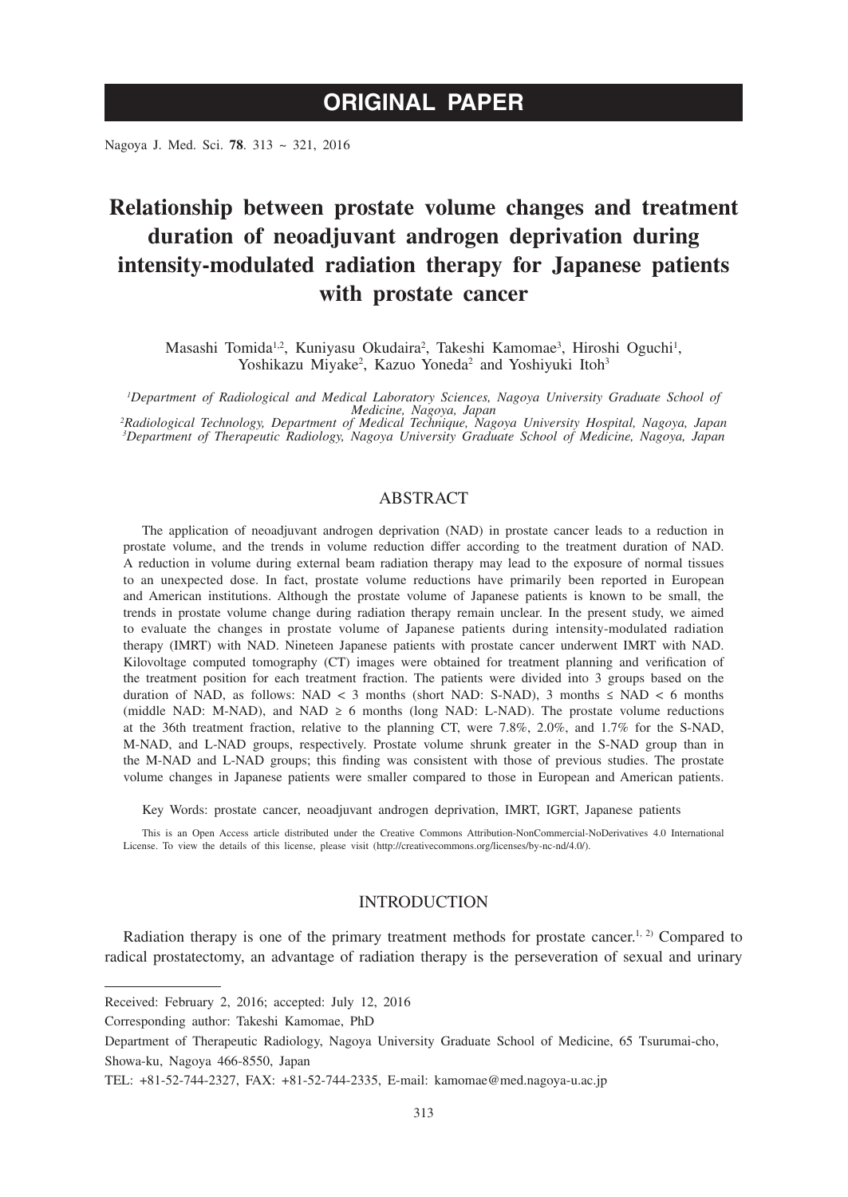# ORIGINAL PAPER

# Relationship between prostate volume changes and treatment duration of neoadjuvant androgen deprivation during intensity-modulated radiation therapy for Japanese patients with prostate cancer

Masashi Tomida[1,2], Kuniyasu Okudaira[2], Takeshi Kamomae[3], Hiroshi Oguchi[1], Yoshikazu Miyake[2], Kazuo Yoneda[2] and Yoshiyuki Itoh[3]

*[1]Department of Radiological and Medical Laboratory Sciences, Nagoya University Graduate School of Medicine, Nagoya, Japan*
*[2]Radiological Technology, Department of Medical Technique, Nagoya University Hospital, Nagoya, Japan*
*[3]Department of Therapeutic Radiology, Nagoya University Graduate School of Medicine, Nagoya, Japan*

## ABSTRACT

The application of neoadjuvant androgen deprivation (NAD) in prostate cancer leads to a reduction in prostate volume, and the trends in volume reduction differ according to the treatment duration of NAD. A reduction in volume during external beam radiation therapy may lead to the exposure of normal tissues to an unexpected dose. In fact, prostate volume reductions have primarily been reported in European and American institutions. Although the prostate volume of Japanese patients is known to be small, the trends in prostate volume change during radiation therapy remain unclear. In the present study, we aimed to evaluate the changes in prostate volume of Japanese patients during intensity-modulated radiation therapy (IMRT) with NAD. Nineteen Japanese patients with prostate cancer underwent IMRT with NAD. Kilovoltage computed tomography (CT) images were obtained for treatment planning and verification of the treatment position for each treatment fraction. The patients were divided into 3 groups based on the duration of NAD, as follows: NAD < 3 months (short NAD: S-NAD), 3 months ≤ NAD < 6 months (middle NAD: M-NAD), and NAD ≥ 6 months (long NAD: L-NAD). The prostate volume reductions at the 36th treatment fraction, relative to the planning CT, were 7.8%, 2.0%, and 1.7% for the S-NAD, M-NAD, and L-NAD groups, respectively. Prostate volume shrunk greater in the S-NAD group than in the M-NAD and L-NAD groups; this finding was consistent with those of previous studies. The prostate volume changes in Japanese patients were smaller compared to those in European and American patients.

Key Words: prostate cancer, neoadjuvant androgen deprivation, IMRT, IGRT, Japanese patients

This is an Open Access article distributed under the Creative Commons Attribution-NonCommercial-NoDerivatives 4.0 International License. To view the details of this license, please visit (http://creativecommons.org/licenses/by-nc-nd/4.0/).

## INTRODUCTION

Radiation therapy is one of the primary treatment methods for prostate cancer.[1, 2] Compared to radical prostatectomy, an advantage of radiation therapy is the perseveration of sexual and urinary

---

Received: February 2, 2016; accepted: July 12, 2016

Corresponding author: Takeshi Kamomae, PhD

Department of Therapeutic Radiology, Nagoya University Graduate School of Medicine, 65 Tsurumai-cho, Showa-ku, Nagoya 466-8550, Japan

TEL: +81-52-744-2327, FAX: +81-52-744-2335, E-mail: kamomae@med.nagoya-u.ac.jp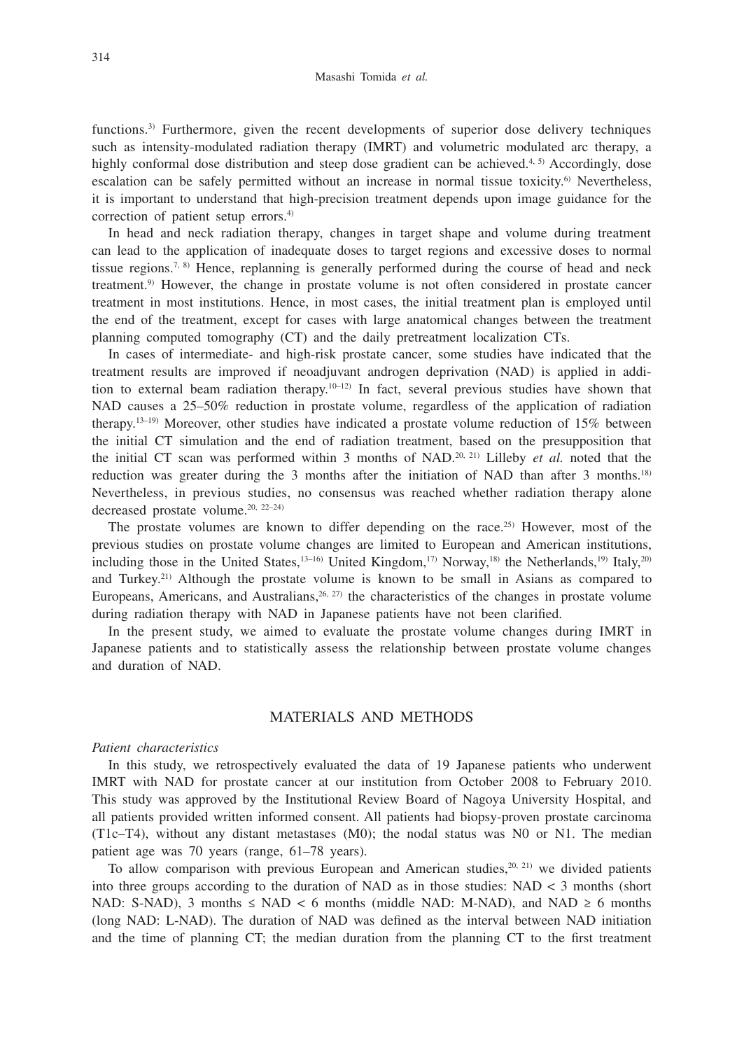functions.[3] Furthermore, given the recent developments of superior dose delivery techniques such as intensity-modulated radiation therapy (IMRT) and volumetric modulated arc therapy, a highly conformal dose distribution and steep dose gradient can be achieved.[4, 5] Accordingly, dose escalation can be safely permitted without an increase in normal tissue toxicity.[6] Nevertheless, it is important to understand that high-precision treatment depends upon image guidance for the correction of patient setup errors.[4]

In head and neck radiation therapy, changes in target shape and volume during treatment can lead to the application of inadequate doses to target regions and excessive doses to normal tissue regions.[7, 8] Hence, replanning is generally performed during the course of head and neck treatment.[9] However, the change in prostate volume is not often considered in prostate cancer treatment in most institutions. Hence, in most cases, the initial treatment plan is employed until the end of the treatment, except for cases with large anatomical changes between the treatment planning computed tomography (CT) and the daily pretreatment localization CTs.

In cases of intermediate- and high-risk prostate cancer, some studies have indicated that the treatment results are improved if neoadjuvant androgen deprivation (NAD) is applied in addition to external beam radiation therapy.[10–12] In fact, several previous studies have shown that NAD causes a 25–50% reduction in prostate volume, regardless of the application of radiation therapy.[13–19] Moreover, other studies have indicated a prostate volume reduction of 15% between the initial CT simulation and the end of radiation treatment, based on the presupposition that the initial CT scan was performed within 3 months of NAD.[20, 21] Lilleby *et al.* noted that the reduction was greater during the 3 months after the initiation of NAD than after 3 months.[18] Nevertheless, in previous studies, no consensus was reached whether radiation therapy alone decreased prostate volume.[20, 22–24]

The prostate volumes are known to differ depending on the race.[25] However, most of the previous studies on prostate volume changes are limited to European and American institutions, including those in the United States,[13–16] United Kingdom,[17] Norway,[18] the Netherlands,[19] Italy,[20] and Turkey.[21] Although the prostate volume is known to be small in Asians as compared to Europeans, Americans, and Australians,[26, 27] the characteristics of the changes in prostate volume during radiation therapy with NAD in Japanese patients have not been clarified.

In the present study, we aimed to evaluate the prostate volume changes during IMRT in Japanese patients and to statistically assess the relationship between prostate volume changes and duration of NAD.

## MATERIALS AND METHODS

### *Patient characteristics*

In this study, we retrospectively evaluated the data of 19 Japanese patients who underwent IMRT with NAD for prostate cancer at our institution from October 2008 to February 2010. This study was approved by the Institutional Review Board of Nagoya University Hospital, and all patients provided written informed consent. All patients had biopsy-proven prostate carcinoma (T1c–T4), without any distant metastases (M0); the nodal status was N0 or N1. The median patient age was 70 years (range, 61–78 years).

To allow comparison with previous European and American studies,[20, 21] we divided patients into three groups according to the duration of NAD as in those studies: NAD $<$ 3 months (short NAD: S-NAD), 3 months $\leq$ NAD $<$ 6 months (middle NAD: M-NAD), and NAD $\geq$ 6 months (long NAD: L-NAD). The duration of NAD was defined as the interval between NAD initiation and the time of planning CT; the median duration from the planning CT to the first treatment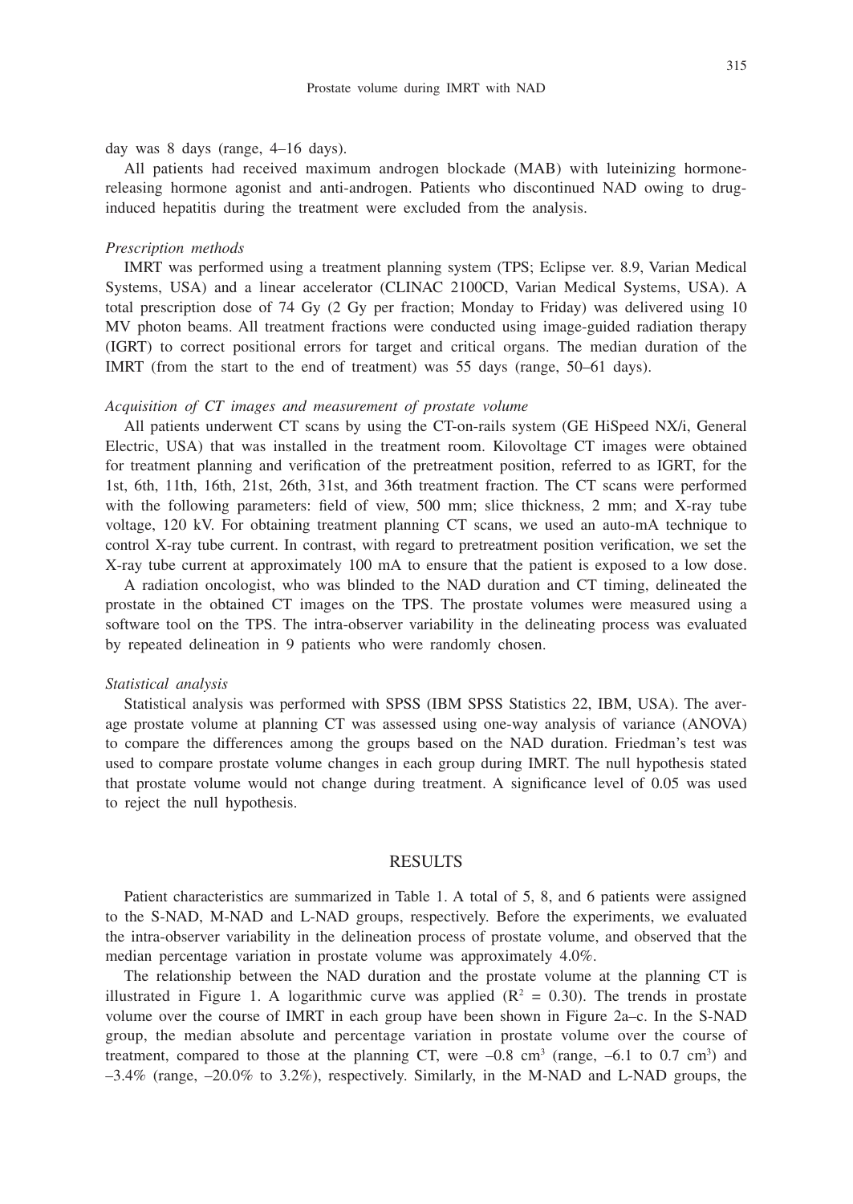day was 8 days (range, 4–16 days).

All patients had received maximum androgen blockade (MAB) with luteinizing hormone-releasing hormone agonist and anti-androgen. Patients who discontinued NAD owing to drug-induced hepatitis during the treatment were excluded from the analysis.

### *Prescription methods*

IMRT was performed using a treatment planning system (TPS; Eclipse ver. 8.9, Varian Medical Systems, USA) and a linear accelerator (CLINAC 2100CD, Varian Medical Systems, USA). A total prescription dose of 74 Gy (2 Gy per fraction; Monday to Friday) was delivered using 10 MV photon beams. All treatment fractions were conducted using image-guided radiation therapy (IGRT) to correct positional errors for target and critical organs. The median duration of the IMRT (from the start to the end of treatment) was 55 days (range, 50–61 days).

### *Acquisition of CT images and measurement of prostate volume*

All patients underwent CT scans by using the CT-on-rails system (GE HiSpeed NX/i, General Electric, USA) that was installed in the treatment room. Kilovoltage CT images were obtained for treatment planning and verification of the pretreatment position, referred to as IGRT, for the 1st, 6th, 11th, 16th, 21st, 26th, 31st, and 36th treatment fraction. The CT scans were performed with the following parameters: field of view, 500 mm; slice thickness, 2 mm; and X-ray tube voltage, 120 kV. For obtaining treatment planning CT scans, we used an auto-mA technique to control X-ray tube current. In contrast, with regard to pretreatment position verification, we set the X-ray tube current at approximately 100 mA to ensure that the patient is exposed to a low dose.

A radiation oncologist, who was blinded to the NAD duration and CT timing, delineated the prostate in the obtained CT images on the TPS. The prostate volumes were measured using a software tool on the TPS. The intra-observer variability in the delineating process was evaluated by repeated delineation in 9 patients who were randomly chosen.

### *Statistical analysis*

Statistical analysis was performed with SPSS (IBM SPSS Statistics 22, IBM, USA). The average prostate volume at planning CT was assessed using one-way analysis of variance (ANOVA) to compare the differences among the groups based on the NAD duration. Friedman's test was used to compare prostate volume changes in each group during IMRT. The null hypothesis stated that prostate volume would not change during treatment. A significance level of 0.05 was used to reject the null hypothesis.

## RESULTS

Patient characteristics are summarized in Table 1. A total of 5, 8, and 6 patients were assigned to the S-NAD, M-NAD and L-NAD groups, respectively. Before the experiments, we evaluated the intra-observer variability in the delineation process of prostate volume, and observed that the median percentage variation in prostate volume was approximately 4.0%.

The relationship between the NAD duration and the prostate volume at the planning CT is illustrated in Figure 1. A logarithmic curve was applied ($R^2 = 0.30$). The trends in prostate volume over the course of IMRT in each group have been shown in Figure 2a–c. In the S-NAD group, the median absolute and percentage variation in prostate volume over the course of treatment, compared to those at the planning CT, were –0.8 $cm^3$ (range, –6.1 to 0.7 $cm^3$) and –3.4% (range, –20.0% to 3.2%), respectively. Similarly, in the M-NAD and L-NAD groups, the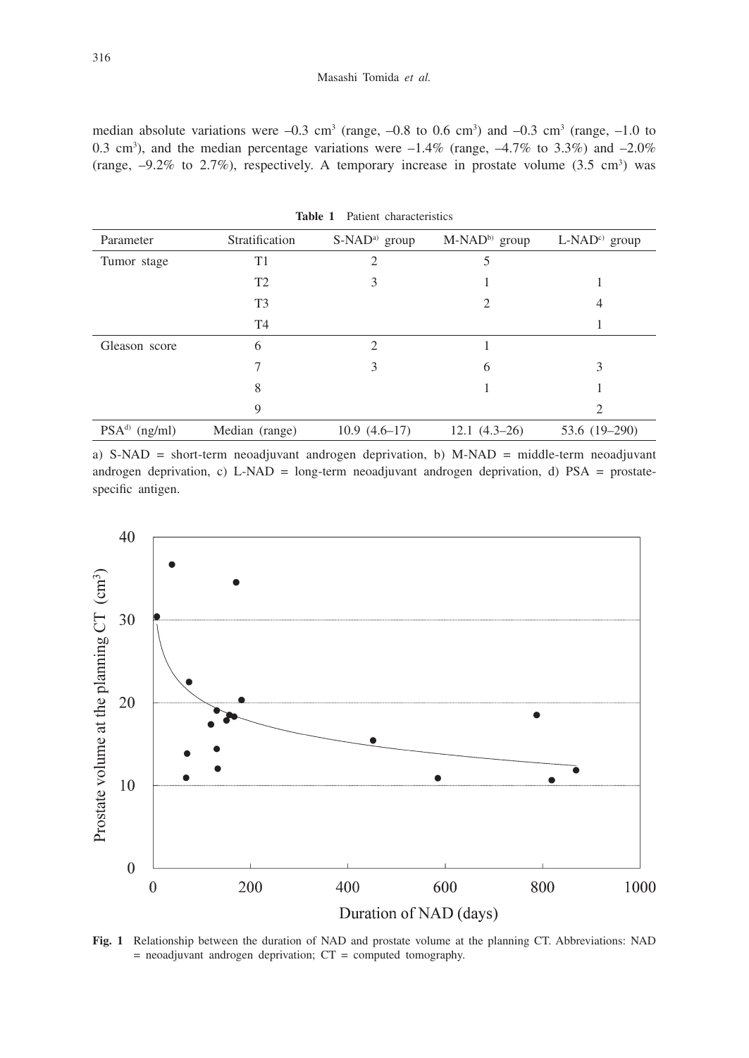median absolute variations were –0.3 cm$^3$ (range, –0.8 to 0.6 cm$^3$) and –0.3 cm$^3$ (range, –1.0 to 0.3 cm$^3$), and the median percentage variations were –1.4% (range, –4.7% to 3.3%) and –2.0% (range, –9.2% to 2.7%), respectively. A temporary increase in prostate volume (3.5 cm$^3$) was

**Table 1** Patient characteristics

| Parameter | Stratification | S-NAD[a] group | M-NAD[b] group | L-NAD[c] group |
|---|---|---|---|---|
| Tumor stage | T1 | 2 | 5 | |
| | T2 | 3 | 1 | 1 |
| | T3 | | 2 | 4 |
| | T4 | | | 1 |
| Gleason score | 6 | 2 | 1 | |
| | 7 | 3 | 6 | 3 |
| | 8 | | 1 | 1 |
| | 9 | | | 2 |
| PSA[d] (ng/ml) | Median (range) | 10.9 (4.6–17) | 12.1 (4.3–26) | 53.6 (19–290) |

a) S-NAD = short-term neoadjuvant androgen deprivation, b) M-NAD = middle-term neoadjuvant androgen deprivation, c) L-NAD = long-term neoadjuvant androgen deprivation, d) PSA = prostate-specific antigen.

**Fig. 1** Relationship between the duration of NAD and prostate volume at the planning CT. Abbreviations: NAD = neoadjuvant androgen deprivation; CT = computed tomography.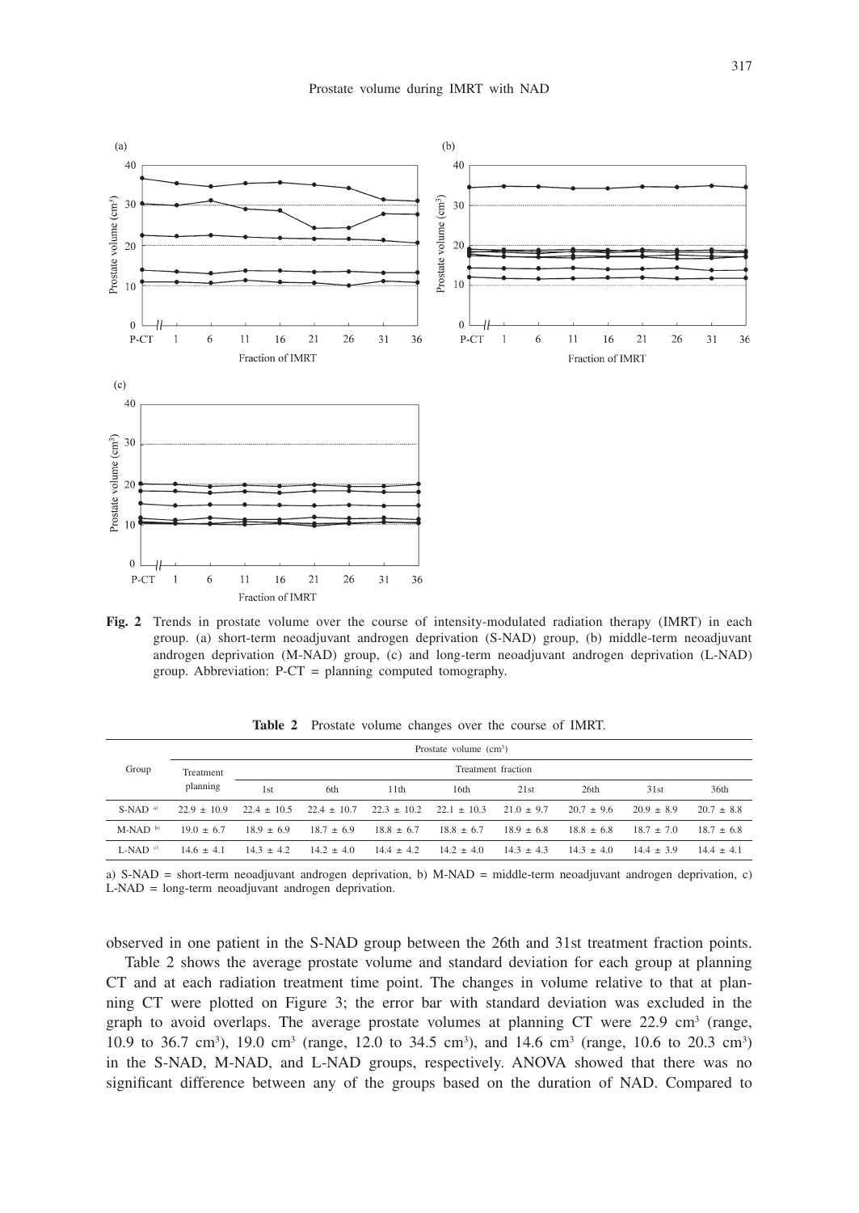Fig. 2 Trends in prostate volume over the course of intensity-modulated radiation therapy (IMRT) in each group. (a) short-term neoadjuvant androgen deprivation (S-NAD) group, (b) middle-term neoadjuvant androgen deprivation (M-NAD) group, (c) and long-term neoadjuvant androgen deprivation (L-NAD) group. Abbreviation: P-CT = planning computed tomography.

**Table 2** Prostate volume changes over the course of IMRT.

| Group | Prostate volume ($cm^3$) | | | | | | | | |
|---|---|---|---|---|---|---|---|---|---|
| | Treatment planning | Treatment fraction | | | | | | | |
| | | 1st | 6th | 11th | 16th | 21st | 26th | 31st | 36th |
| S-NAD [a] | 22.9 ± 10.9 | 22.4 ± 10.5 | 22.4 ± 10.7 | 22.3 ± 10.2 | 22.1 ± 10.3 | 21.0 ± 9.7 | 20.7 ± 9.6 | 20.9 ± 8.9 | 20.7 ± 8.8 |
| M-NAD [b] | 19.0 ± 6.7 | 18.9 ± 6.9 | 18.7 ± 6.9 | 18.8 ± 6.7 | 18.8 ± 6.7 | 18.9 ± 6.8 | 18.8 ± 6.8 | 18.7 ± 7.0 | 18.7 ± 6.8 |
| L-NAD [c] | 14.6 ± 4.1 | 14.3 ± 4.2 | 14.2 ± 4.0 | 14.4 ± 4.2 | 14.2 ± 4.0 | 14.3 ± 4.3 | 14.3 ± 4.0 | 14.4 ± 3.9 | 14.4 ± 4.1 |

a) S-NAD = short-term neoadjuvant androgen deprivation, b) M-NAD = middle-term neoadjuvant androgen deprivation, c) L-NAD = long-term neoadjuvant androgen deprivation.

observed in one patient in the S-NAD group between the 26th and 31st treatment fraction points.

Table 2 shows the average prostate volume and standard deviation for each group at planning CT and at each radiation treatment time point. The changes in volume relative to that at planning CT were plotted on Figure 3; the error bar with standard deviation was excluded in the graph to avoid overlaps. The average prostate volumes at planning CT were 22.9 $cm^3$ (range, 10.9 to 36.7 $cm^3$), 19.0 $cm^3$ (range, 12.0 to 34.5 $cm^3$), and 14.6 $cm^3$ (range, 10.6 to 20.3 $cm^3$) in the S-NAD, M-NAD, and L-NAD groups, respectively. ANOVA showed that there was no significant difference between any of the groups based on the duration of NAD. Compared to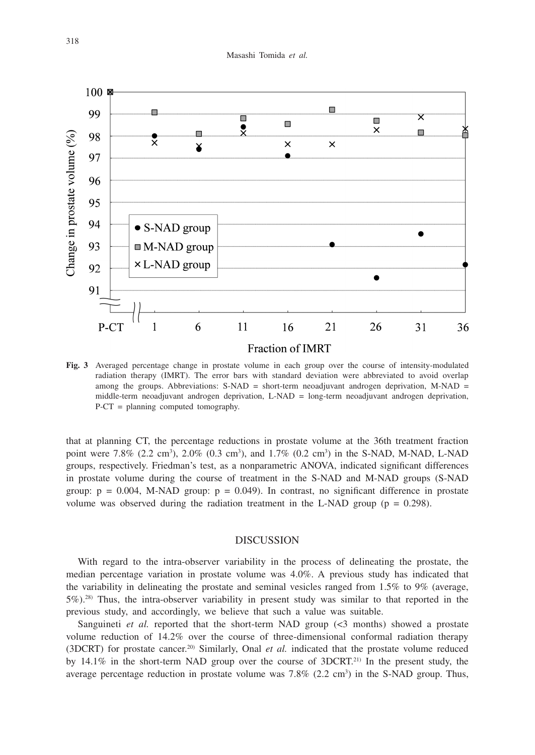**Fig. 3** Averaged percentage change in prostate volume in each group over the course of intensity-modulated radiation therapy (IMRT). The error bars with standard deviation were abbreviated to avoid overlap among the groups. Abbreviations: S-NAD = short-term neoadjuvant androgen deprivation, M-NAD = middle-term neoadjuvant androgen deprivation, L-NAD = long-term neoadjuvant androgen deprivation, P-CT = planning computed tomography.

that at planning CT, the percentage reductions in prostate volume at the 36th treatment fraction point were 7.8% (2.2 $cm^3$), 2.0% (0.3 $cm^3$), and 1.7% (0.2 $cm^3$) in the S-NAD, M-NAD, L-NAD groups, respectively. Friedman's test, as a nonparametric ANOVA, indicated significant differences in prostate volume during the course of treatment in the S-NAD and M-NAD groups (S-NAD group: $p = 0.004$, M-NAD group: $p = 0.049$). In contrast, no significant difference in prostate volume was observed during the radiation treatment in the L-NAD group ($p = 0.298$).

## DISCUSSION

With regard to the intra-observer variability in the process of delineating the prostate, the median percentage variation in prostate volume was 4.0%. A previous study has indicated that the variability in delineating the prostate and seminal vesicles ranged from 1.5% to 9% (average, 5%).[28] Thus, the intra-observer variability in present study was similar to that reported in the previous study, and accordingly, we believe that such a value was suitable.

Sanguineti *et al.* reported that the short-term NAD group (<3 months) showed a prostate volume reduction of 14.2% over the course of three-dimensional conformal radiation therapy (3DCRT) for prostate cancer.[20] Similarly, Onal *et al.* indicated that the prostate volume reduced by 14.1% in the short-term NAD group over the course of 3DCRT.[21] In the present study, the average percentage reduction in prostate volume was 7.8% (2.2 $cm^3$) in the S-NAD group. Thus,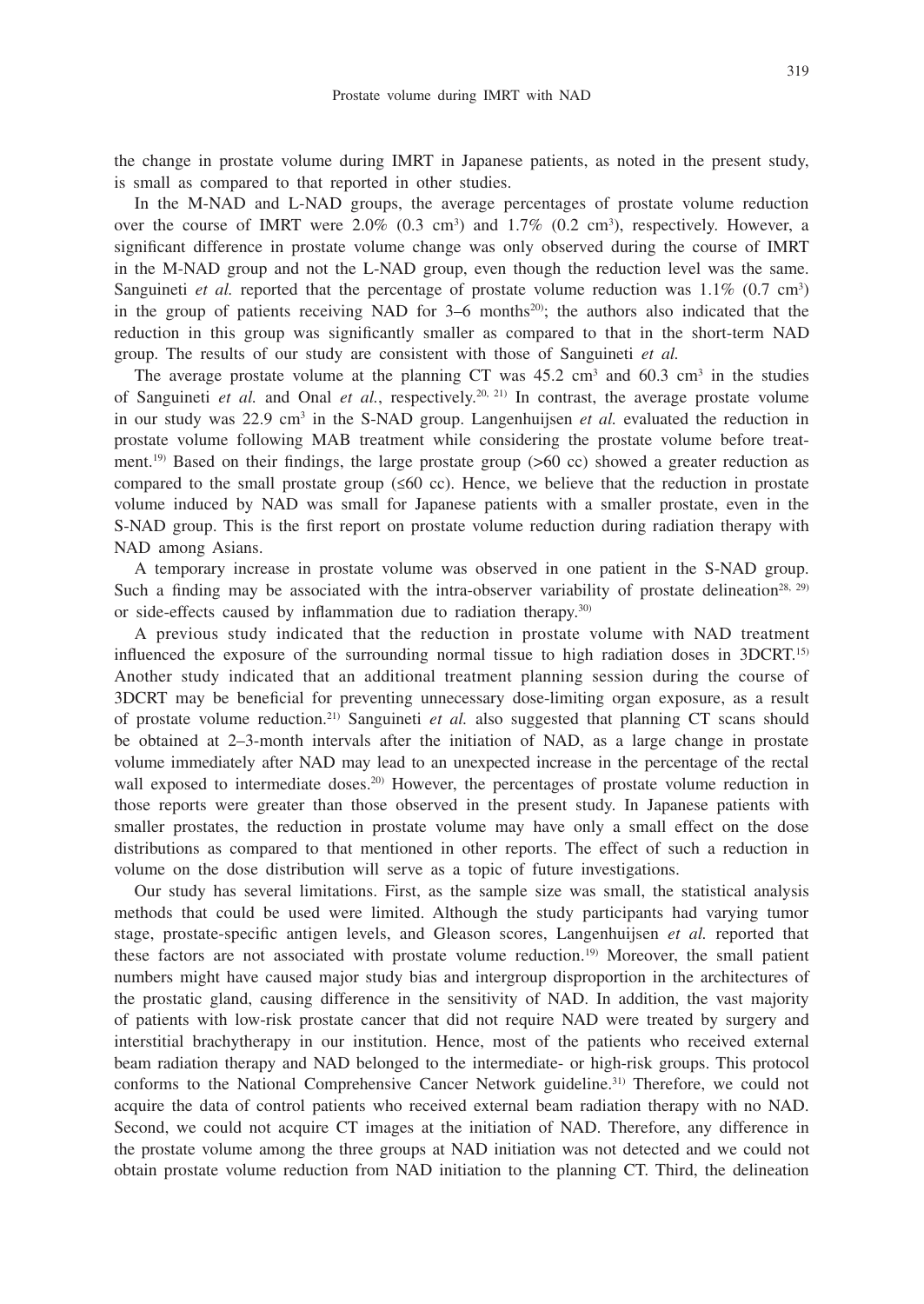the change in prostate volume during IMRT in Japanese patients, as noted in the present study, is small as compared to that reported in other studies.

In the M-NAD and L-NAD groups, the average percentages of prostate volume reduction over the course of IMRT were 2.0% (0.3 cm$^3$) and 1.7% (0.2 cm$^3$), respectively. However, a significant difference in prostate volume change was only observed during the course of IMRT in the M-NAD group and not the L-NAD group, even though the reduction level was the same. Sanguineti *et al.* reported that the percentage of prostate volume reduction was 1.1% (0.7 cm$^3$) in the group of patients receiving NAD for 3–6 months[20]; the authors also indicated that the reduction in this group was significantly smaller as compared to that in the short-term NAD group. The results of our study are consistent with those of Sanguineti *et al.*

The average prostate volume at the planning CT was 45.2 cm$^3$ and 60.3 cm$^3$ in the studies of Sanguineti *et al.* and Onal *et al.*, respectively.[20, 21] In contrast, the average prostate volume in our study was 22.9 cm$^3$ in the S-NAD group. Langenhuijsen *et al.* evaluated the reduction in prostate volume following MAB treatment while considering the prostate volume before treatment.[19] Based on their findings, the large prostate group (>60 cc) showed a greater reduction as compared to the small prostate group (≤60 cc). Hence, we believe that the reduction in prostate volume induced by NAD was small for Japanese patients with a smaller prostate, even in the S-NAD group. This is the first report on prostate volume reduction during radiation therapy with NAD among Asians.

A temporary increase in prostate volume was observed in one patient in the S-NAD group. Such a finding may be associated with the intra-observer variability of prostate delineation[28, 29] or side-effects caused by inflammation due to radiation therapy.[30]

A previous study indicated that the reduction in prostate volume with NAD treatment influenced the exposure of the surrounding normal tissue to high radiation doses in 3DCRT.[15] Another study indicated that an additional treatment planning session during the course of 3DCRT may be beneficial for preventing unnecessary dose-limiting organ exposure, as a result of prostate volume reduction.[21] Sanguineti *et al.* also suggested that planning CT scans should be obtained at 2–3-month intervals after the initiation of NAD, as a large change in prostate volume immediately after NAD may lead to an unexpected increase in the percentage of the rectal wall exposed to intermediate doses.[20] However, the percentages of prostate volume reduction in those reports were greater than those observed in the present study. In Japanese patients with smaller prostates, the reduction in prostate volume may have only a small effect on the dose distributions as compared to that mentioned in other reports. The effect of such a reduction in volume on the dose distribution will serve as a topic of future investigations.

Our study has several limitations. First, as the sample size was small, the statistical analysis methods that could be used were limited. Although the study participants had varying tumor stage, prostate-specific antigen levels, and Gleason scores, Langenhuijsen *et al.* reported that these factors are not associated with prostate volume reduction.[19] Moreover, the small patient numbers might have caused major study bias and intergroup disproportion in the architectures of the prostatic gland, causing difference in the sensitivity of NAD. In addition, the vast majority of patients with low-risk prostate cancer that did not require NAD were treated by surgery and interstitial brachytherapy in our institution. Hence, most of the patients who received external beam radiation therapy and NAD belonged to the intermediate- or high-risk groups. This protocol conforms to the National Comprehensive Cancer Network guideline.[31] Therefore, we could not acquire the data of control patients who received external beam radiation therapy with no NAD. Second, we could not acquire CT images at the initiation of NAD. Therefore, any difference in the prostate volume among the three groups at NAD initiation was not detected and we could not obtain prostate volume reduction from NAD initiation to the planning CT. Third, the delineation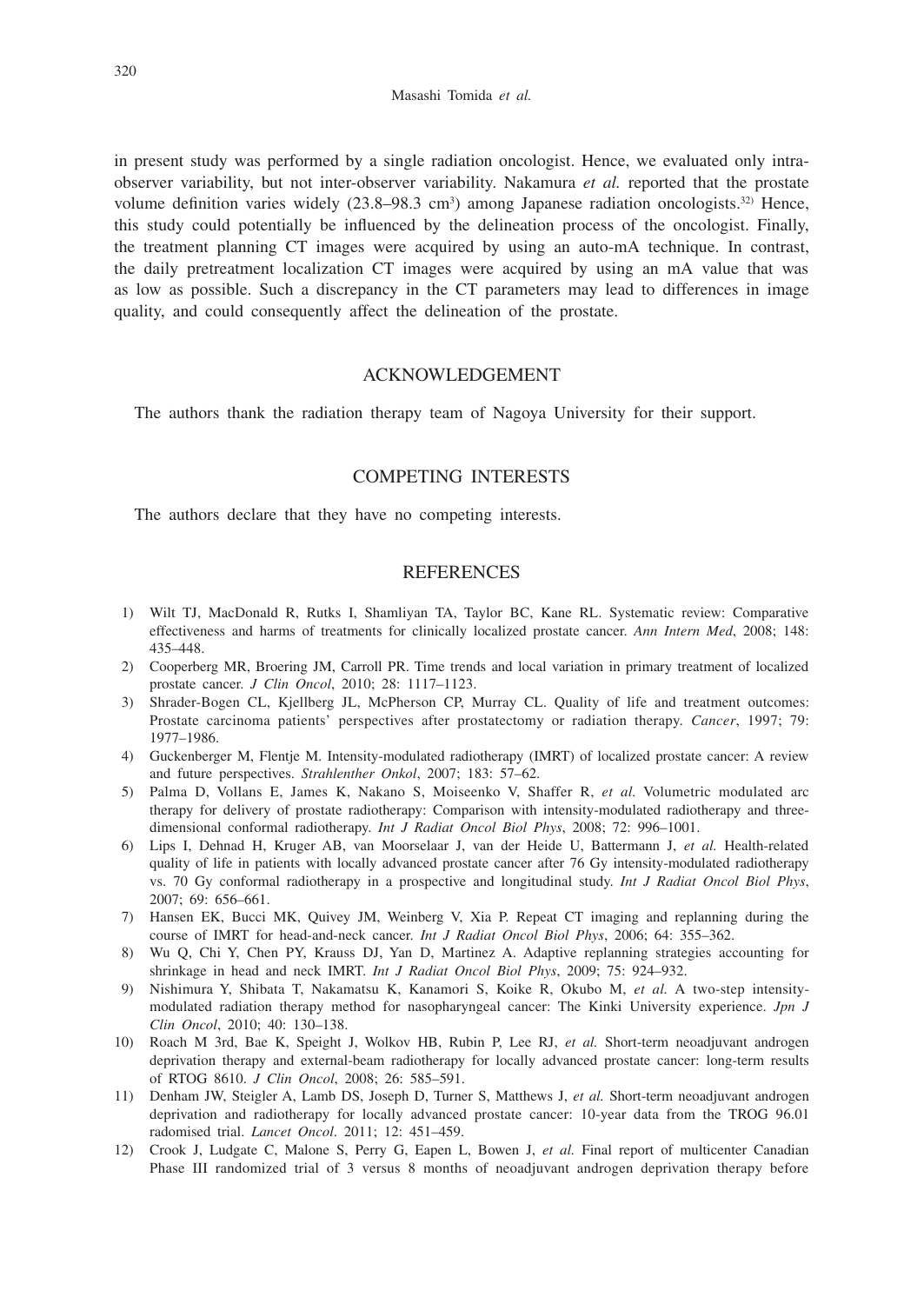in present study was performed by a single radiation oncologist. Hence, we evaluated only intra-observer variability, but not inter-observer variability. Nakamura *et al.* reported that the prostate volume definition varies widely (23.8–98.3 $cm^3$) among Japanese radiation oncologists.[32] Hence, this study could potentially be influenced by the delineation process of the oncologist. Finally, the treatment planning CT images were acquired by using an auto-mA technique. In contrast, the daily pretreatment localization CT images were acquired by using an mA value that was as low as possible. Such a discrepancy in the CT parameters may lead to differences in image quality, and could consequently affect the delineation of the prostate.

## ACKNOWLEDGEMENT

The authors thank the radiation therapy team of Nagoya University for their support.

## COMPETING INTERESTS

The authors declare that they have no competing interests.

## REFERENCES

1) Wilt TJ, MacDonald R, Rutks I, Shamliyan TA, Taylor BC, Kane RL. Systematic review: Comparative effectiveness and harms of treatments for clinically localized prostate cancer. *Ann Intern Med*, 2008; 148: 435–448.
2) Cooperberg MR, Broering JM, Carroll PR. Time trends and local variation in primary treatment of localized prostate cancer. *J Clin Oncol*, 2010; 28: 1117–1123.
3) Shrader-Bogen CL, Kjellberg JL, McPherson CP, Murray CL. Quality of life and treatment outcomes: Prostate carcinoma patients' perspectives after prostatectomy or radiation therapy. *Cancer*, 1997; 79: 1977–1986.
4) Guckenberger M, Flentje M. Intensity-modulated radiotherapy (IMRT) of localized prostate cancer: A review and future perspectives. *Strahlenther Onkol*, 2007; 183: 57–62.
5) Palma D, Vollans E, James K, Nakano S, Moiseenko V, Shaffer R, *et al*. Volumetric modulated arc therapy for delivery of prostate radiotherapy: Comparison with intensity-modulated radiotherapy and three-dimensional conformal radiotherapy. *Int J Radiat Oncol Biol Phys*, 2008; 72: 996–1001.
6) Lips I, Dehnad H, Kruger AB, van Moorselaar J, van der Heide U, Battermann J, *et al.* Health-related quality of life in patients with locally advanced prostate cancer after 76 Gy intensity-modulated radiotherapy vs. 70 Gy conformal radiotherapy in a prospective and longitudinal study. *Int J Radiat Oncol Biol Phys*, 2007; 69: 656–661.
7) Hansen EK, Bucci MK, Quivey JM, Weinberg V, Xia P. Repeat CT imaging and replanning during the course of IMRT for head-and-neck cancer. *Int J Radiat Oncol Biol Phys*, 2006; 64: 355–362.
8) Wu Q, Chi Y, Chen PY, Krauss DJ, Yan D, Martinez A. Adaptive replanning strategies accounting for shrinkage in head and neck IMRT. *Int J Radiat Oncol Biol Phys*, 2009; 75: 924–932.
9) Nishimura Y, Shibata T, Nakamatsu K, Kanamori S, Koike R, Okubo M, *et al.* A two-step intensity-modulated radiation therapy method for nasopharyngeal cancer: The Kinki University experience. *Jpn J Clin Oncol*, 2010; 40: 130–138.
10) Roach M 3rd, Bae K, Speight J, Wolkov HB, Rubin P, Lee RJ, *et al.* Short-term neoadjuvant androgen deprivation therapy and external-beam radiotherapy for locally advanced prostate cancer: long-term results of RTOG 8610. *J Clin Oncol*, 2008; 26: 585–591.
11) Denham JW, Steigler A, Lamb DS, Joseph D, Turner S, Matthews J, *et al.* Short-term neoadjuvant androgen deprivation and radiotherapy for locally advanced prostate cancer: 10-year data from the TROG 96.01 radomised trial. *Lancet Oncol*. 2011; 12: 451–459.
12) Crook J, Ludgate C, Malone S, Perry G, Eapen L, Bowen J, *et al*. Final report of multicenter Canadian Phase III randomized trial of 3 versus 8 months of neoadjuvant androgen deprivation therapy before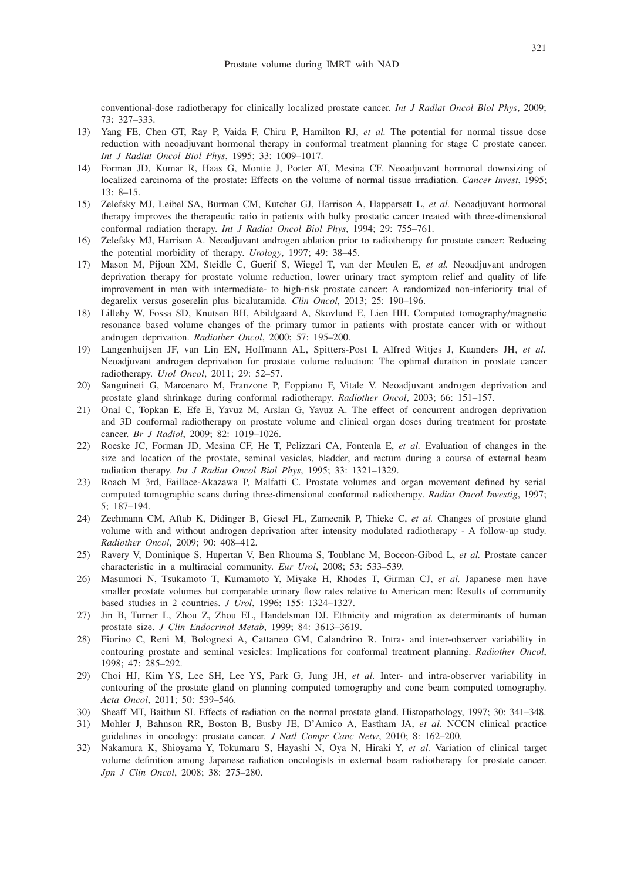conventional-dose radiotherapy for clinically localized prostate cancer. *Int J Radiat Oncol Biol Phys*, 2009; 73: 327–333.

13) Yang FE, Chen GT, Ray P, Vaida F, Chiru P, Hamilton RJ, *et al.* The potential for normal tissue dose reduction with neoadjuvant hormonal therapy in conformal treatment planning for stage C prostate cancer. *Int J Radiat Oncol Biol Phys*, 1995; 33: 1009–1017.
14) Forman JD, Kumar R, Haas G, Montie J, Porter AT, Mesina CF. Neoadjuvant hormonal downsizing of localized carcinoma of the prostate: Effects on the volume of normal tissue irradiation. *Cancer Invest*, 1995; 13: 8–15.
15) Zelefsky MJ, Leibel SA, Burman CM, Kutcher GJ, Harrison A, Happersett L, *et al.* Neoadjuvant hormonal therapy improves the therapeutic ratio in patients with bulky prostatic cancer treated with three-dimensional conformal radiation therapy. *Int J Radiat Oncol Biol Phys*, 1994; 29: 755–761.
16) Zelefsky MJ, Harrison A. Neoadjuvant androgen ablation prior to radiotherapy for prostate cancer: Reducing the potential morbidity of therapy. *Urology*, 1997; 49: 38–45.
17) Mason M, Pijoan XM, Steidle C, Guerif S, Wiegel T, van der Meulen E, *et al.* Neoadjuvant androgen deprivation therapy for prostate volume reduction, lower urinary tract symptom relief and quality of life improvement in men with intermediate- to high-risk prostate cancer: A randomized non-inferiority trial of degarelix versus goserelin plus bicalutamide. *Clin Oncol*, 2013; 25: 190–196.
18) Lilleby W, Fossa SD, Knutsen BH, Abildgaard A, Skovlund E, Lien HH. Computed tomography/magnetic resonance based volume changes of the primary tumor in patients with prostate cancer with or without androgen deprivation. *Radiother Oncol*, 2000; 57: 195–200.
19) Langenhuijsen JF, van Lin EN, Hoffmann AL, Spitters-Post I, Alfred Witjes J, Kaanders JH, *et al.* Neoadjuvant androgen deprivation for prostate volume reduction: The optimal duration in prostate cancer radiotherapy. *Urol Oncol*, 2011; 29: 52–57.
20) Sanguineti G, Marcenaro M, Franzone P, Foppiano F, Vitale V. Neoadjuvant androgen deprivation and prostate gland shrinkage during conformal radiotherapy. *Radiother Oncol*, 2003; 66: 151–157.
21) Onal C, Topkan E, Efe E, Yavuz M, Arslan G, Yavuz A. The effect of concurrent androgen deprivation and 3D conformal radiotherapy on prostate volume and clinical organ doses during treatment for prostate cancer. *Br J Radiol*, 2009; 82: 1019–1026.
22) Roeske JC, Forman JD, Mesina CF, He T, Pelizzari CA, Fontenla E, *et al.* Evaluation of changes in the size and location of the prostate, seminal vesicles, bladder, and rectum during a course of external beam radiation therapy. *Int J Radiat Oncol Biol Phys*, 1995; 33: 1321–1329.
23) Roach M 3rd, Faillace-Akazawa P, Malfatti C. Prostate volumes and organ movement defined by serial computed tomographic scans during three-dimensional conformal radiotherapy. *Radiat Oncol Investig*, 1997; 5; 187–194.
24) Zechmann CM, Aftab K, Didinger B, Giesel FL, Zamecnik P, Thieke C, *et al.* Changes of prostate gland volume with and without androgen deprivation after intensity modulated radiotherapy - A follow-up study. *Radiother Oncol*, 2009; 90: 408–412.
25) Ravery V, Dominique S, Hupertan V, Ben Rhouma S, Toublanc M, Boccon-Gibod L, *et al.* Prostate cancer characteristic in a multiracial community. *Eur Urol*, 2008; 53: 533–539.
26) Masumori N, Tsukamoto T, Kumamoto Y, Miyake H, Rhodes T, Girman CJ, *et al.* Japanese men have smaller prostate volumes but comparable urinary flow rates relative to American men: Results of community based studies in 2 countries. *J Urol*, 1996; 155: 1324–1327.
27) Jin B, Turner L, Zhou Z, Zhou EL, Handelsman DJ. Ethnicity and migration as determinants of human prostate size. *J Clin Endocrinol Metab*, 1999; 84: 3613–3619.
28) Fiorino C, Reni M, Bolognesi A, Cattaneo GM, Calandrino R. Intra- and inter-observer variability in contouring prostate and seminal vesicles: Implications for conformal treatment planning. *Radiother Oncol*, 1998; 47: 285–292.
29) Choi HJ, Kim YS, Lee SH, Lee YS, Park G, Jung JH, *et al.* Inter- and intra-observer variability in contouring of the prostate gland on planning computed tomography and cone beam computed tomography. *Acta Oncol*, 2011; 50: 539–546.
30) Sheaff MT, Baithun SI. Effects of radiation on the normal prostate gland. Histopathology, 1997; 30: 341–348.
31) Mohler J, Bahnson RR, Boston B, Busby JE, D'Amico A, Eastham JA, *et al.* NCCN clinical practice guidelines in oncology: prostate cancer. *J Natl Compr Canc Netw*, 2010; 8: 162–200.
32) Nakamura K, Shioyama Y, Tokumaru S, Hayashi N, Oya N, Hiraki Y, *et al.* Variation of clinical target volume definition among Japanese radiation oncologists in external beam radiotherapy for prostate cancer. *Jpn J Clin Oncol*, 2008; 38: 275–280.